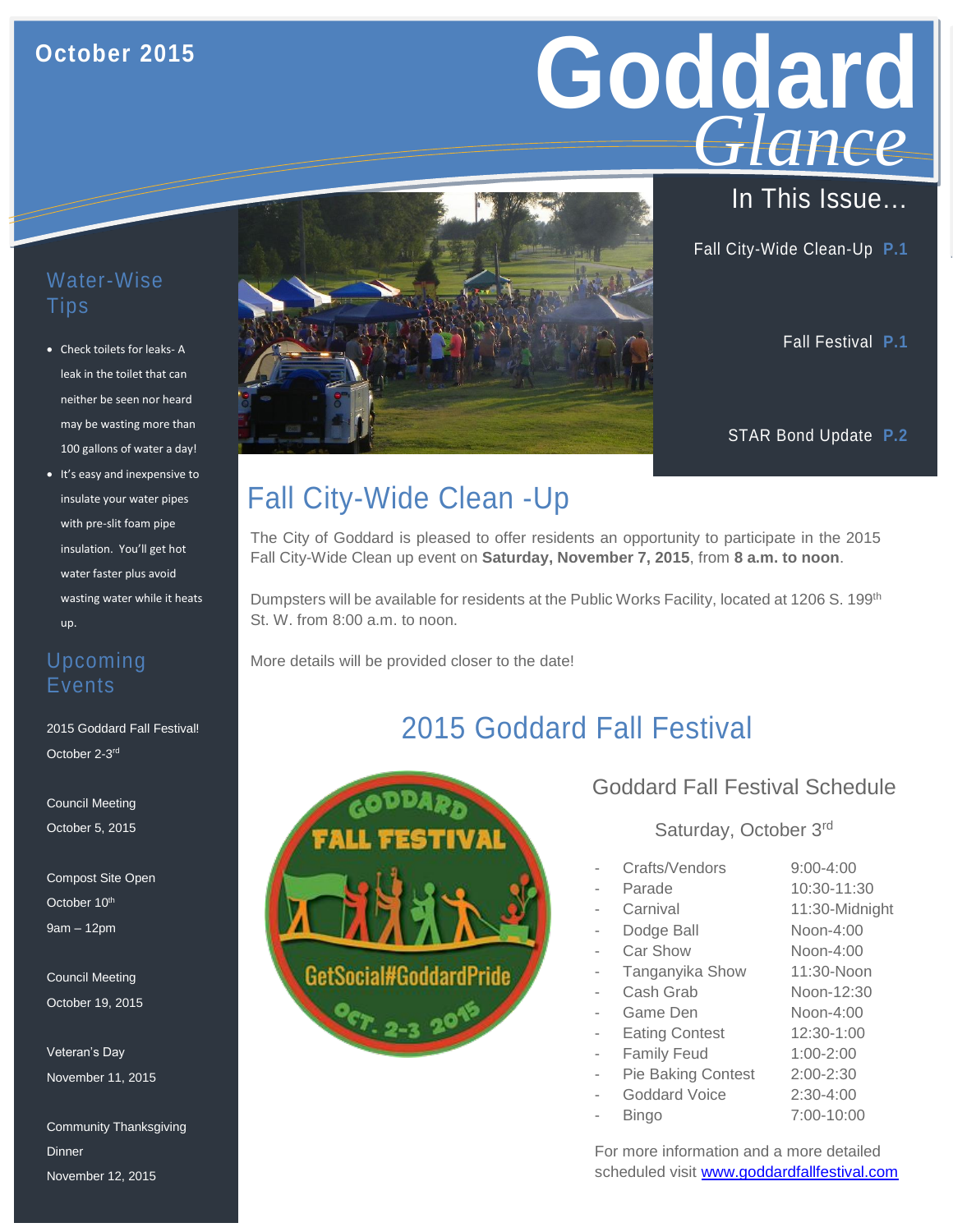October 2015

# Goddard *Glance*

## In This Issue…

- Fall City-Wide Clean-Up **P.1**
- Fall Festival **P.1**
- STAR Bond Update **P.2**

## Water-Wise Tips

- Check toilets for leaks- A leak in the toilet that can neither be seen nor heard may be wasting more than 100 gallons of water a day!
- It's easy and inexpensive to insulate your water pipes with pre-slit foam pipe insulation. You'll get hot water faster plus avoid wasting water while it heats up.

## Upcoming Events

2015 Goddard Fall Festival!
October 2-3rd

Council Meeting
October 5, 2015

Compost Site Open
October 10th
9am – 12pm

Council Meeting
October 19, 2015

Veteran's Day
November 11, 2015

Community Thanksgiving Dinner
November 12, 2015

## Fall City-Wide Clean -Up

The City of Goddard is pleased to offer residents an opportunity to participate in the 2015 Fall City-Wide Clean up event on **Saturday, November 7, 2015**, from **8 a.m. to noon**.

Dumpsters will be available for residents at the Public Works Facility, located at 1206 S. 199th St. W. from 8:00 a.m. to noon.

More details will be provided closer to the date!

## 2015 Goddard Fall Festival

GODDARD FALL FESTIVAL
GetSocial#GoddardPride
OCT. 2-3 2015

### Goddard Fall Festival Schedule

Saturday, October 3rd

| Event | Time |
|---|---|
| Crafts/Vendors | 9:00-4:00 |
| Parade | 10:30-11:30 |
| Carnival | 11:30-Midnight |
| Dodge Ball | Noon-4:00 |
| Car Show | Noon-4:00 |
| Tanganyika Show | 11:30-Noon |
| Cash Grab | Noon-12:30 |
| Game Den | Noon-4:00 |
| Eating Contest | 12:30-1:00 |
| Family Feud | 1:00-2:00 |
| Pie Baking Contest | 2:00-2:30 |
| Goddard Voice | 2:30-4:00 |
| Bingo | 7:00-10:00 |

For more information and a more detailed scheduled visit [www.goddardfallfestival.com](www.goddardfallfestival.com)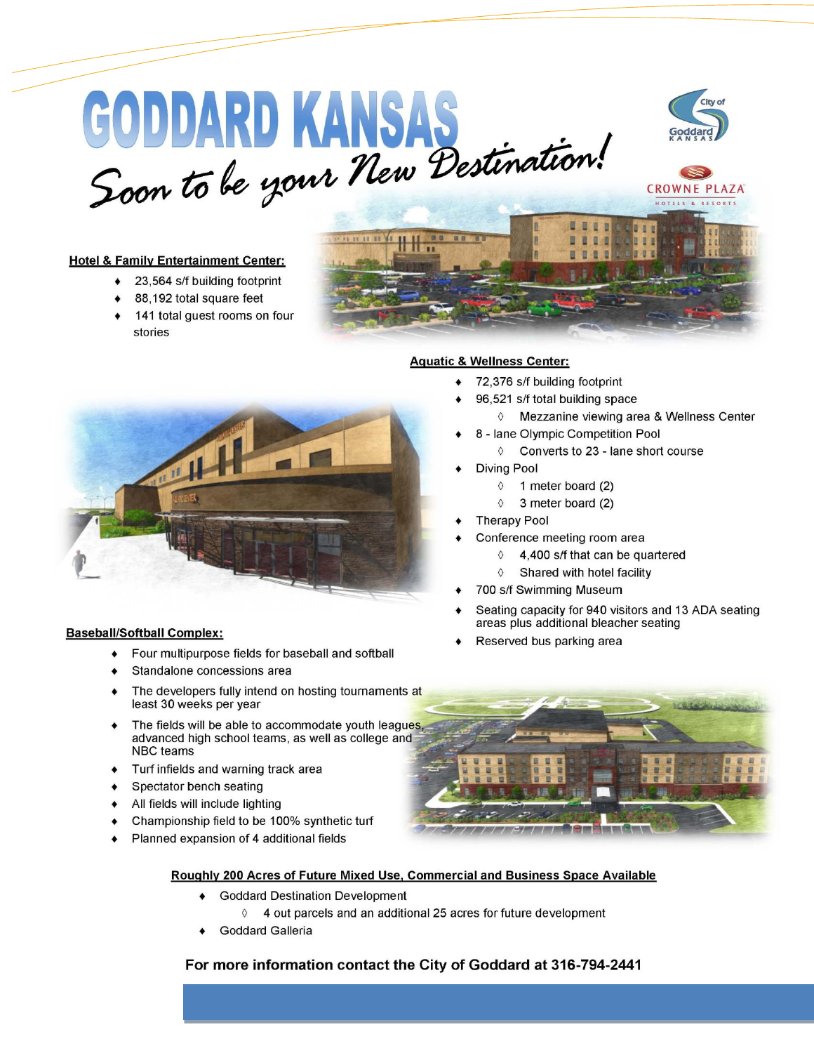# GODDARD KANSAS

*Soon to be your New Destination!*

City of Goddard KANSAS

CROWNE PLAZA HOTELS & RESORTS

**Hotel & Family Entertainment Center:**

- 23,564 s/f building footprint
- 88,192 total square feet
- 141 total guest rooms on four stories

**Aquatic & Wellness Center:**

- 72,376 s/f building footprint
- 96,521 s/f total building space
  - Mezzanine viewing area & Wellness Center
- 8 - lane Olympic Competition Pool
  - Converts to 23 - lane short course
- Diving Pool
  - 1 meter board (2)
  - 3 meter board (2)
- Therapy Pool
- Conference meeting room area
  - 4,400 s/f that can be quartered
  - Shared with hotel facility
- 700 s/f Swimming Museum
- Seating capacity for 940 visitors and 13 ADA seating areas plus additional bleacher seating
- Reserved bus parking area

**Baseball/Softball Complex:**

- Four multipurpose fields for baseball and softball
- Standalone concessions area
- The developers fully intend on hosting tournaments at least 30 weeks per year
- The fields will be able to accommodate youth leagues, advanced high school teams, as well as college and NBC teams
- Turf infields and warning track area
- Spectator bench seating
- All fields will include lighting
- Championship field to be 100% synthetic turf
- Planned expansion of 4 additional fields

**Roughly 200 Acres of Future Mixed Use, Commercial and Business Space Available**

- Goddard Destination Development
  - 4 out parcels and an additional 25 acres for future development
- Goddard Galleria

**For more information contact the City of Goddard at 316-794-2441**